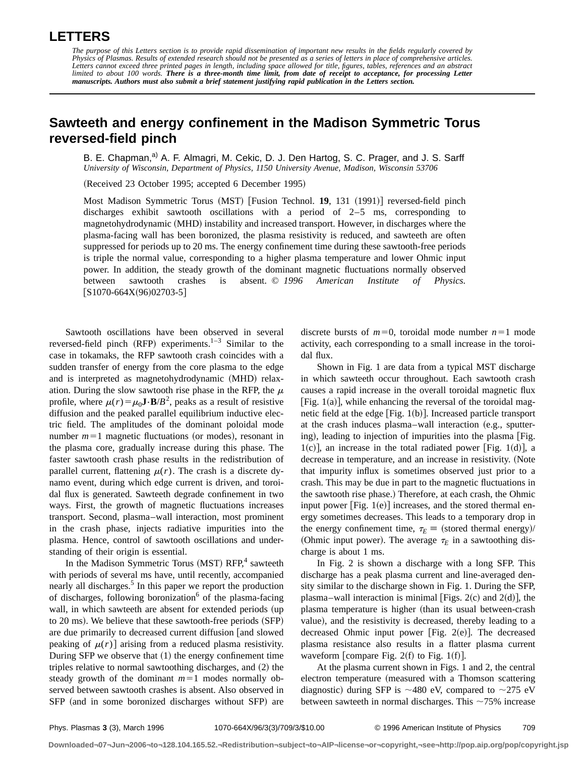# LETTERS

*The purpose of this Letters section is to provide rapid dissemination of important new results in the fields regularly covered by Physics of Plasmas. Results of extended research should not be presented as a series of letters in place of comprehensive articles. Letters cannot exceed three printed pages in length, including space allowed for title, figures, tables, references and an abstract limited to about 100 words.* ***There is a three-month time limit, from date of receipt to acceptance, for processing Letter manuscripts. Authors must also submit a brief statement justifying rapid publication in the Letters section.***

## Sawteeth and energy confinement in the Madison Symmetric Torus reversed-field pinch

B. E. Chapman,[a] A. F. Almagri, M. Cekic, D. J. Den Hartog, S. C. Prager, and J. S. Sarff
*University of Wisconsin, Department of Physics, 1150 University Avenue, Madison, Wisconsin 53706*

(Received 23 October 1995; accepted 6 December 1995)

Most Madison Symmetric Torus (MST) [Fusion Technol. **19**, 131 (1991)] reversed-field pinch discharges exhibit sawtooth oscillations with a period of 2–5 ms, corresponding to magnetohydrodynamic (MHD) instability and increased transport. However, in discharges where the plasma-facing wall has been boronized, the plasma resistivity is reduced, and sawteeth are often suppressed for periods up to 20 ms. The energy confinement time during these sawtooth-free periods is triple the normal value, corresponding to a higher plasma temperature and lower Ohmic input power. In addition, the steady growth of the dominant magnetic fluctuations normally observed between sawtooth crashes is absent. © *1996 American Institute of Physics.* [S1070-664X(96)02703-5]

Sawtooth oscillations have been observed in several reversed-field pinch (RFP) experiments.[1–3] Similar to the case in tokamaks, the RFP sawtooth crash coincides with a sudden transfer of energy from the core plasma to the edge and is interpreted as magnetohydrodynamic (MHD) relaxation. During the slow sawtooth rise phase in the RFP, the $\mu$ profile, where $\mu(r)=\mu_0 \mathbf{J}\cdot\mathbf{B}/B^2$, peaks as a result of resistive diffusion and the peaked parallel equilibrium inductive electric field. The amplitudes of the dominant poloidal mode number $m=1$ magnetic fluctuations (or modes), resonant in the plasma core, gradually increase during this phase. The faster sawtooth crash phase results in the redistribution of parallel current, flattening $\mu(r)$. The crash is a discrete dynamo event, during which edge current is driven, and toroidal flux is generated. Sawteeth degrade confinement in two ways. First, the growth of magnetic fluctuations increases transport. Second, plasma–wall interaction, most prominent in the crash phase, injects radiative impurities into the plasma. Hence, control of sawtooth oscillations and understanding of their origin is essential.

In the Madison Symmetric Torus (MST) RFP,[4] sawteeth with periods of several ms have, until recently, accompanied nearly all discharges.[5] In this paper we report the production of discharges, following boronization[6] of the plasma-facing wall, in which sawteeth are absent for extended periods (up to 20 ms). We believe that these sawtooth-free periods (SFP) are due primarily to decreased current diffusion [and slowed peaking of $\mu(r)$] arising from a reduced plasma resistivity. During SFP we observe that (1) the energy confinement time triples relative to normal sawtoothing discharges, and (2) the steady growth of the dominant $m=1$ modes normally observed between sawtooth crashes is absent. Also observed in SFP (and in some boronized discharges without SFP) are discrete bursts of $m=0$, toroidal mode number $n=1$ mode activity, each corresponding to a small increase in the toroidal flux.

Shown in Fig. 1 are data from a typical MST discharge in which sawteeth occur throughout. Each sawtooth crash causes a rapid increase in the overall toroidal magnetic flux [Fig. 1(a)], while enhancing the reversal of the toroidal magnetic field at the edge [Fig. 1(b)]. Increased particle transport at the crash induces plasma–wall interaction (e.g., sputtering), leading to injection of impurities into the plasma [Fig. 1(c)], an increase in the total radiated power [Fig. 1(d)], a decrease in temperature, and an increase in resistivity. (Note that impurity influx is sometimes observed just prior to a crash. This may be due in part to the magnetic fluctuations in the sawtooth rise phase.) Therefore, at each crash, the Ohmic input power [Fig. 1(e)] increases, and the stored thermal energy sometimes decreases. This leads to a temporary drop in the energy confinement time, $\tau_E \equiv$ (stored thermal energy)/(Ohmic input power). The average $\tau_E$ in a sawtoothing discharge is about 1 ms.

In Fig. 2 is shown a discharge with a long SFP. This discharge has a peak plasma current and line-averaged density similar to the discharge shown in Fig. 1. During the SFP, plasma–wall interaction is minimal [Figs. 2(c) and 2(d)], the plasma temperature is higher (than its usual between-crash value), and the resistivity is decreased, thereby leading to a decreased Ohmic input power [Fig. 2(e)]. The decreased plasma resistance also results in a flatter plasma current waveform [compare Fig. 2(f) to Fig. 1(f)].

At the plasma current shown in Figs. 1 and 2, the central electron temperature (measured with a Thomson scattering diagnostic) during SFP is ~480 eV, compared to ~275 eV between sawteeth in normal discharges. This ~75% increase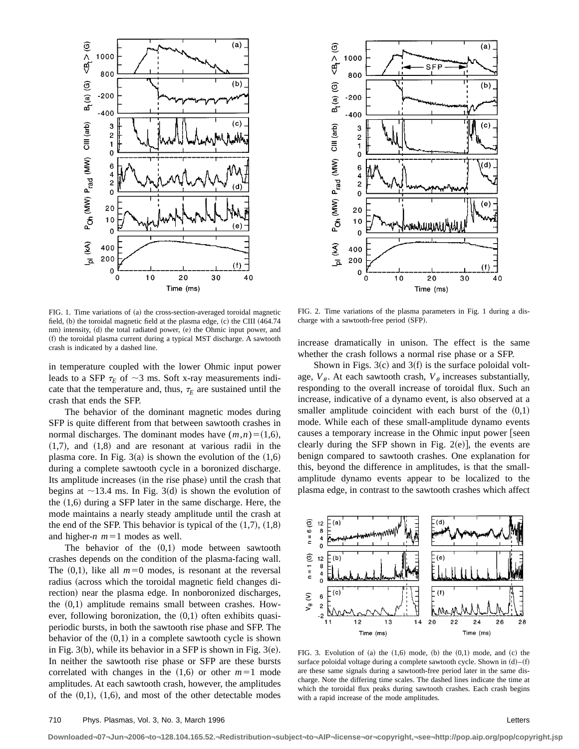FIG. 1. Time variations of (a) the cross-section-averaged toroidal magnetic field, (b) the toroidal magnetic field at the plasma edge, (c) the CIII (464.74 nm) intensity, (d) the total radiated power, (e) the Ohmic input power, and (f) the toroidal plasma current during a typical MST discharge. A sawtooth crash is indicated by a dashed line.

FIG. 2. Time variations of the plasma parameters in Fig. 1 during a discharge with a sawtooth-free period (SFP).

in temperature coupled with the lower Ohmic input power leads to a SFP $\tau_E$ of $\sim$3 ms. Soft x-ray measurements indicate that the temperature and, thus, $\tau_E$ are sustained until the crash that ends the SFP.

The behavior of the dominant magnetic modes during SFP is quite different from that between sawtooth crashes in normal discharges. The dominant modes have $(m,n)=(1,6)$, $(1,7)$, and $(1,8)$ and are resonant at various radii in the plasma core. In Fig. 3(a) is shown the evolution of the (1,6) during a complete sawtooth cycle in a boronized discharge. Its amplitude increases (in the rise phase) until the crash that begins at $\sim$13.4 ms. In Fig. 3(d) is shown the evolution of the (1,6) during a SFP later in the same discharge. Here, the mode maintains a nearly steady amplitude until the crash at the end of the SFP. This behavior is typical of the (1,7), (1,8) and higher-$n$ $m=1$ modes as well.

The behavior of the (0,1) mode between sawtooth crashes depends on the condition of the plasma-facing wall. The (0,1), like all $m=0$ modes, is resonant at the reversal radius (across which the toroidal magnetic field changes direction) near the plasma edge. In nonboronized discharges, the (0,1) amplitude remains small between crashes. However, following boronization, the (0,1) often exhibits quasi-periodic bursts, in both the sawtooth rise phase and SFP. The behavior of the (0,1) in a complete sawtooth cycle is shown in Fig. 3(b), while its behavior in a SFP is shown in Fig. 3(e). In neither the sawtooth rise phase or SFP are these bursts correlated with changes in the (1,6) or other $m=1$ mode amplitudes. At each sawtooth crash, however, the amplitudes of the (0,1), (1,6), and most of the other detectable modes increase dramatically in unison. The effect is the same whether the crash follows a normal rise phase or a SFP.

Shown in Figs. 3(c) and 3(f) is the surface poloidal voltage, $V_\theta$. At each sawtooth crash, $V_\theta$ increases substantially, responding to the overall increase of toroidal flux. Such an increase, indicative of a dynamo event, is also observed at a smaller amplitude coincident with each burst of the (0,1) mode. While each of these small-amplitude dynamo events causes a temporary increase in the Ohmic input power [seen clearly during the SFP shown in Fig. 2(e)], the events are benign compared to sawtooth crashes. One explanation for this, beyond the difference in amplitudes, is that the small-amplitude dynamo events appear to be localized to the plasma edge, in contrast to the sawtooth crashes which affect

FIG. 3. Evolution of (a) the (1,6) mode, (b) the (0,1) mode, and (c) the surface poloidal voltage during a complete sawtooth cycle. Shown in (d)–(f) are these same signals during a sawtooth-free period later in the same discharge. Note the differing time scales. The dashed lines indicate the time at which the toroidal flux peaks during sawtooth crashes. Each crash begins with a rapid increase of the mode amplitudes.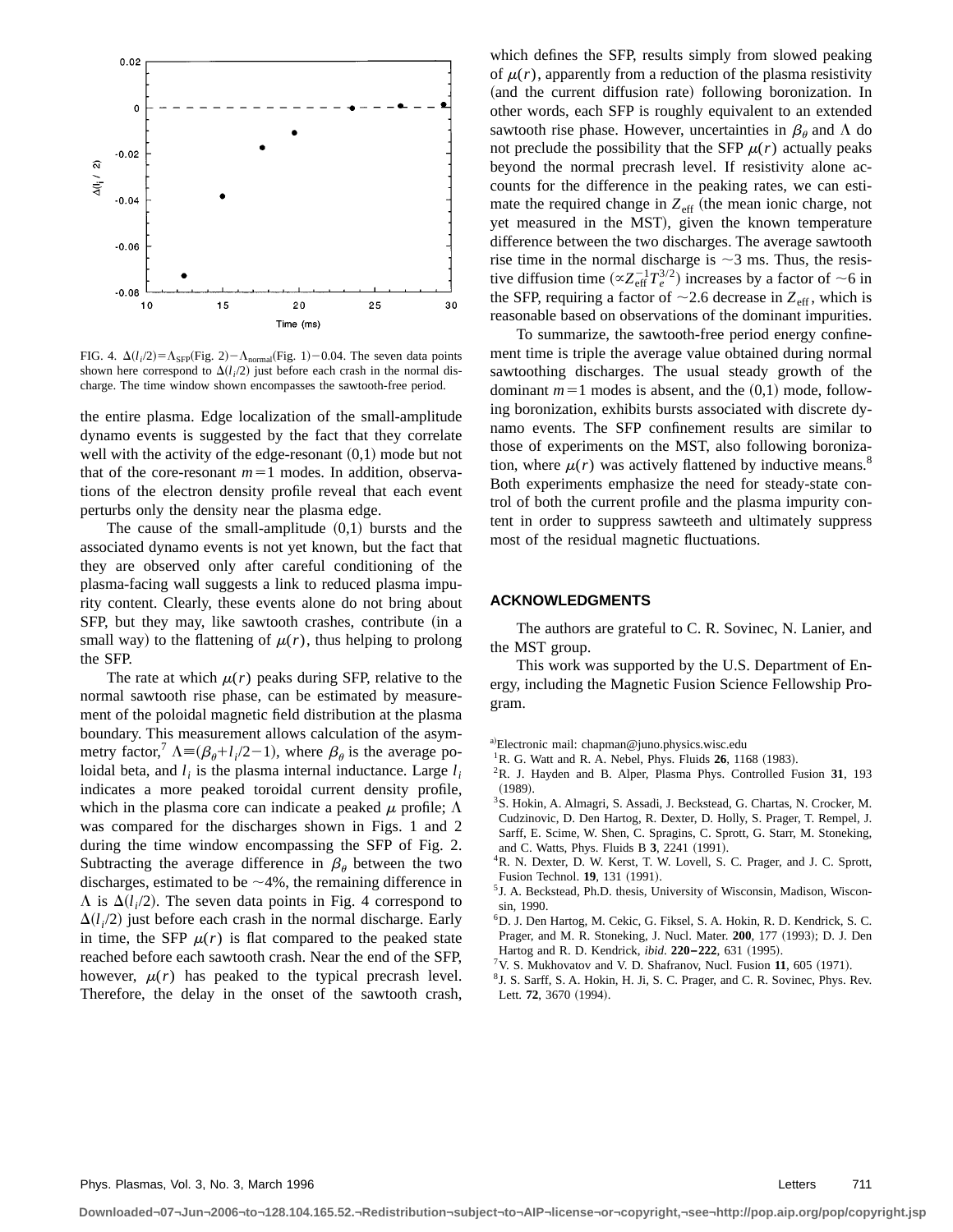0.02
0
-0.02
-0.04
-0.06
-0.08
10
15
20
25
30
Time (ms)
$\Delta(l_i/2)$

FIG. 4. $\Delta(l_i/2) = \Lambda_{\mathrm{SFP}}(\text{Fig. 2}) - \Lambda_{\mathrm{normal}}(\text{Fig. 1}) - 0.04$. The seven data points shown here correspond to $\Delta(l_i/2)$ just before each crash in the normal discharge. The time window shown encompasses the sawtooth-free period.

the entire plasma. Edge localization of the small-amplitude dynamo events is suggested by the fact that they correlate well with the activity of the edge-resonant (0,1) mode but not that of the core-resonant $m=1$ modes. In addition, observations of the electron density profile reveal that each event perturbs only the density near the plasma edge.

The cause of the small-amplitude (0,1) bursts and the associated dynamo events is not yet known, but the fact that they are observed only after careful conditioning of the plasma-facing wall suggests a link to reduced plasma impurity content. Clearly, these events alone do not bring about SFP, but they may, like sawtooth crashes, contribute (in a small way) to the flattening of $\mu(r)$, thus helping to prolong the SFP.

The rate at which $\mu(r)$ peaks during SFP, relative to the normal sawtooth rise phase, can be estimated by measurement of the poloidal magnetic field distribution at the plasma boundary. This measurement allows calculation of the asymmetry factor,[7] $\Lambda \equiv (\beta_\theta + l_i/2 - 1)$, where $\beta_\theta$ is the average poloidal beta, and $l_i$ is the plasma internal inductance. Large $l_i$ indicates a more peaked toroidal current density profile, which in the plasma core can indicate a peaked $\mu$ profile; $\Lambda$ was compared for the discharges shown in Figs. 1 and 2 during the time window encompassing the SFP of Fig. 2. Subtracting the average difference in $\beta_\theta$ between the two discharges, estimated to be ~4%, the remaining difference in $\Lambda$ is $\Delta(l_i/2)$. The seven data points in Fig. 4 correspond to $\Delta(l_i/2)$ just before each crash in the normal discharge. Early in time, the SFP $\mu(r)$ is flat compared to the peaked state reached before each sawtooth crash. Near the end of the SFP, however, $\mu(r)$ has peaked to the typical precrash level. Therefore, the delay in the onset of the sawtooth crash, which defines the SFP, results simply from slowed peaking of $\mu(r)$, apparently from a reduction of the plasma resistivity (and the current diffusion rate) following boronization. In other words, each SFP is roughly equivalent to an extended sawtooth rise phase. However, uncertainties in $\beta_\theta$ and $\Lambda$ do not preclude the possibility that the SFP $\mu(r)$ actually peaks beyond the normal precrash level. If resistivity alone accounts for the difference in the peaking rates, we can estimate the required change in $Z_{\mathrm{eff}}$ (the mean ionic charge, not yet measured in the MST), given the known temperature difference between the two discharges. The average sawtooth rise time in the normal discharge is ~3 ms. Thus, the resistive diffusion time ($\propto Z_{\mathrm{eff}}^{-1} T_e^{3/2}$) increases by a factor of ~6 in the SFP, requiring a factor of ~2.6 decrease in $Z_{\mathrm{eff}}$, which is reasonable based on observations of the dominant impurities.

To summarize, the sawtooth-free period energy confinement time is triple the average value obtained during normal sawtoothing discharges. The usual steady growth of the dominant $m=1$ modes is absent, and the (0,1) mode, following boronization, exhibits bursts associated with discrete dynamo events. The SFP confinement results are similar to those of experiments on the MST, also following boronization, where $\mu(r)$ was actively flattened by inductive means.[8] Both experiments emphasize the need for steady-state control of both the current profile and the plasma impurity content in order to suppress sawteeth and ultimately suppress most of the residual magnetic fluctuations.

## ACKNOWLEDGMENTS

The authors are grateful to C. R. Sovinec, N. Lanier, and the MST group.

This work was supported by the U.S. Department of Energy, including the Magnetic Fusion Science Fellowship Program.

[a] Electronic mail: chapman@juno.physics.wisc.edu

[1] R. G. Watt and R. A. Nebel, Phys. Fluids **26**, 1168 (1983).

[2] R. J. Hayden and B. Alper, Plasma Phys. Controlled Fusion **31**, 193 (1989).

[3] S. Hokin, A. Almagri, S. Assadi, J. Beckstead, G. Chartas, N. Crocker, M. Cudzinovic, D. Den Hartog, R. Dexter, D. Holly, S. Prager, T. Rempel, J. Sarff, E. Scime, W. Shen, C. Spragins, C. Sprott, G. Starr, M. Stoneking, and C. Watts, Phys. Fluids B **3**, 2241 (1991).

[4] R. N. Dexter, D. W. Kerst, T. W. Lovell, S. C. Prager, and J. C. Sprott, Fusion Technol. **19**, 131 (1991).

[5] J. A. Beckstead, Ph.D. thesis, University of Wisconsin, Madison, Wisconsin, 1990.

[6] D. J. Den Hartog, M. Cekic, G. Fiksel, S. A. Hokin, R. D. Kendrick, S. C. Prager, and M. R. Stoneking, J. Nucl. Mater. **200**, 177 (1993); D. J. Den Hartog and R. D. Kendrick, *ibid.* **220–222**, 631 (1995).

[7] V. S. Mukhovatov and V. D. Shafranov, Nucl. Fusion **11**, 605 (1971).

[8] J. S. Sarff, S. A. Hokin, H. Ji, S. C. Prager, and C. R. Sovinec, Phys. Rev. Lett. **72**, 3670 (1994).